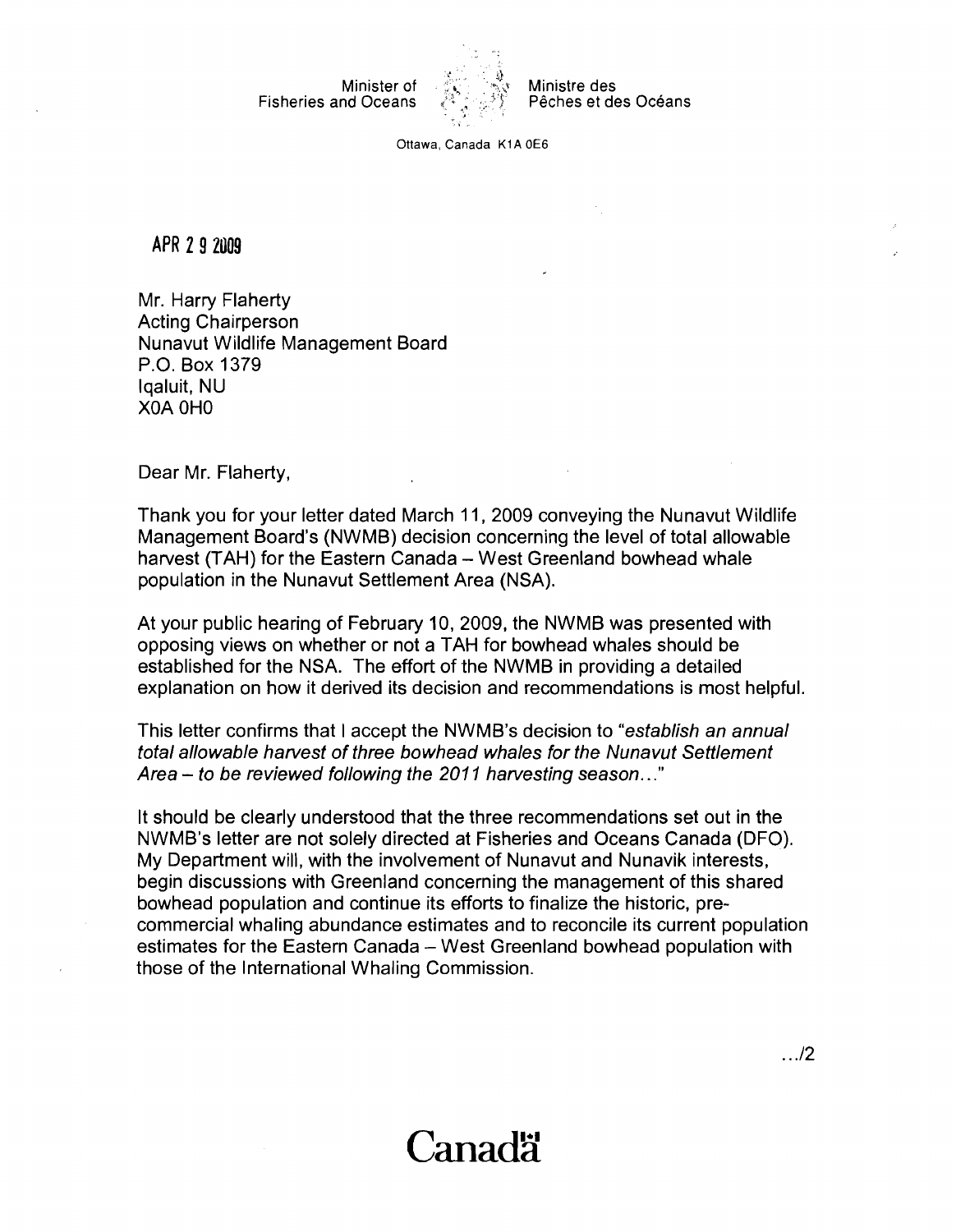Minister of Fisheries and Oceans

Ministre des Pêches et des Océans

Ottawa, Canada K1A 0E6

APR 2 9 2009

Mr. Harry Flaherty
Acting Chairperson
Nunavut Wildlife Management Board
P.O. Box 1379
Iqaluit, NU
X0A 0H0

Dear Mr. Flaherty,

Thank you for your letter dated March 11, 2009 conveying the Nunavut Wildlife Management Board's (NWMB) decision concerning the level of total allowable harvest (TAH) for the Eastern Canada – West Greenland bowhead whale population in the Nunavut Settlement Area (NSA).

At your public hearing of February 10, 2009, the NWMB was presented with opposing views on whether or not a TAH for bowhead whales should be established for the NSA. The effort of the NWMB in providing a detailed explanation on how it derived its decision and recommendations is most helpful.

This letter confirms that I accept the NWMB's decision to "*establish an annual total allowable harvest of three bowhead whales for the Nunavut Settlement Area – to be reviewed following the 2011 harvesting season...*"

It should be clearly understood that the three recommendations set out in the NWMB's letter are not solely directed at Fisheries and Oceans Canada (DFO). My Department will, with the involvement of Nunavut and Nunavik interests, begin discussions with Greenland concerning the management of this shared bowhead population and continue its efforts to finalize the historic, pre-commercial whaling abundance estimates and to reconcile its current population estimates for the Eastern Canada – West Greenland bowhead population with those of the International Whaling Commission.

.../2

Canada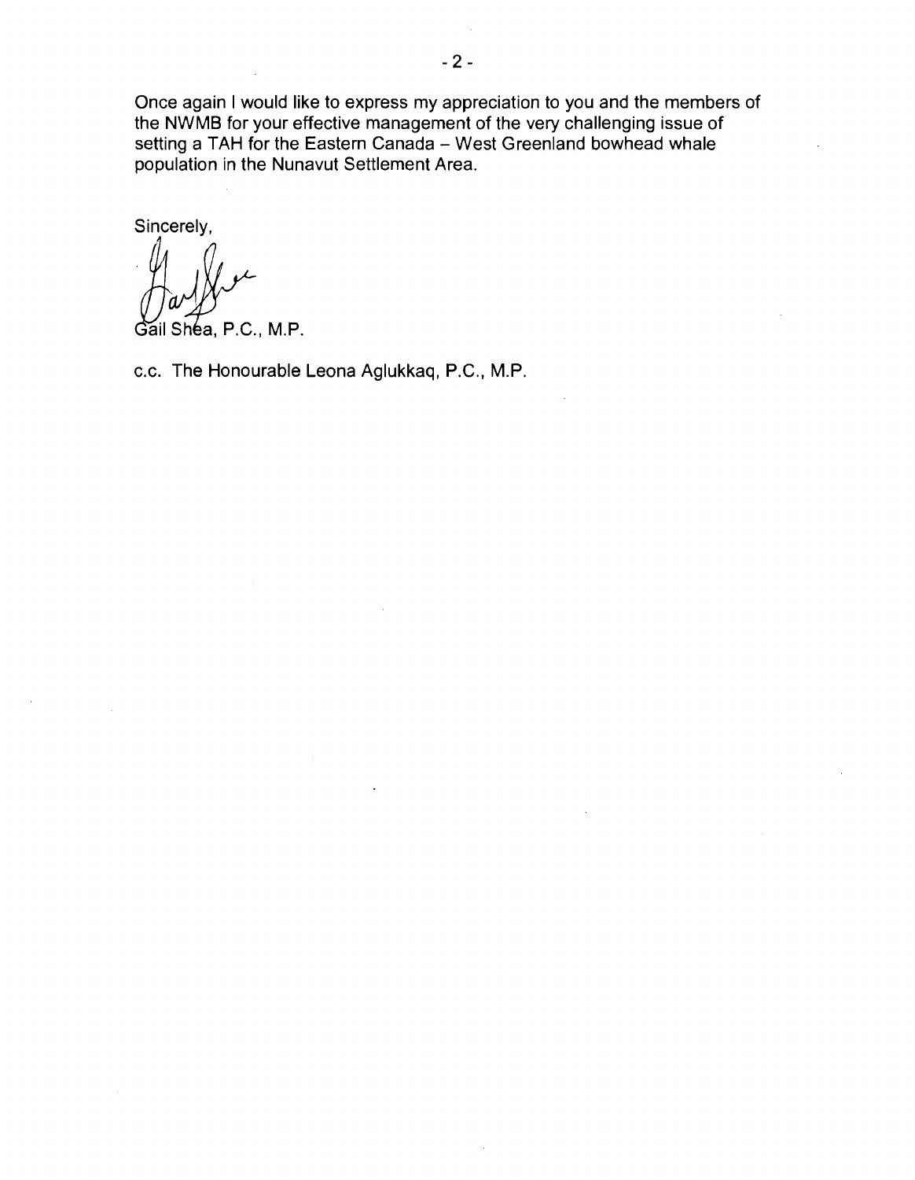Once again I would like to express my appreciation to you and the members of the NWMB for your effective management of the very challenging issue of setting a TAH for the Eastern Canada – West Greenland bowhead whale population in the Nunavut Settlement Area.

Sincerely,

Gail Shea, P.C., M.P.

c.c. The Honourable Leona Aglukkaq, P.C., M.P.